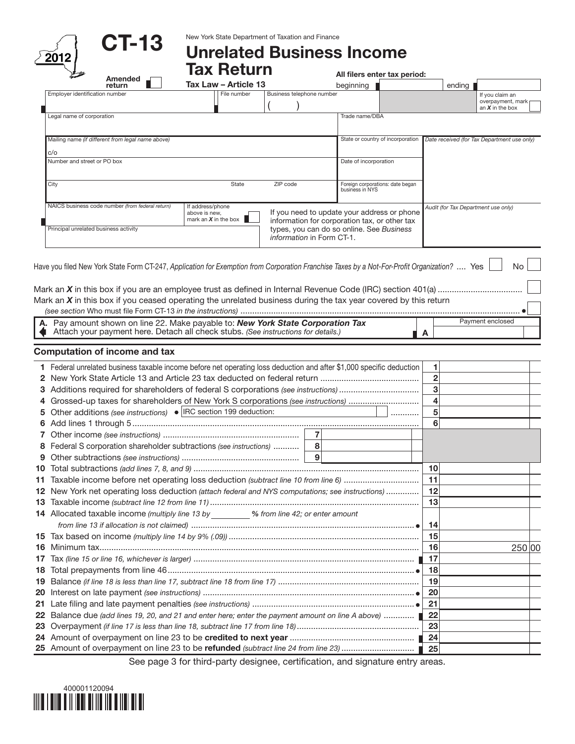# CT-13

2012

New York State Department of Taxation and Finance

# Unrelated Business Income Tax Return

**Tax Law – Article 13**

Amended return ☐

All filers enter tax period: beginning ______ ending ______

| Employer identification number | File number | Business telephone number | | If you claim an overpayment, mark an *X* in the box ☐ |
|---|---|---|---|---|
| Legal name of corporation | | | Trade name/DBA | |
| Mailing name *(if different from legal name above)* c/o | | | State or country of incorporation | *Date received (for Tax Department use only)* |
| Number and street or PO box | | | Date of incorporation | |
| City | State | ZIP code | Foreign corporations: date began business in NYS | |
| NAICS business code number *(from federal return)* | If address/phone above is new, mark an *X* in the box ☐ | If you need to update your address or phone information for corporation tax, or other tax types, you can do so online. See *Business information* in Form CT-1. | | *Audit (for Tax Department use only)* |
| Principal unrelated business activity | | | | |

Have you filed New York State Form CT-247, *Application for Exemption from Corporation Franchise Taxes by a Not-For-Profit Organization?* .... Yes ☐ No ☐

Mark an *X* in this box if you are an employee trust as defined in Internal Revenue Code (IRC) section 401(a) .................................. ☐

Mark an *X* in this box if you ceased operating the unrelated business during the tax year covered by this return *(see section* Who must file Form CT-13 *in the instructions)* .................................................................................................. ☐

**A.** Pay amount shown on line 22. Make payable to: ***New York State Corporation Tax***
Attach your payment here. Detach all check stubs. *(See instructions for details.)* **A** Payment enclosed ______

## Computation of income and tax

| Line | Description | | | | |
|---|---|---|---|---|---|
| 1 | Federal unrelated business taxable income before net operating loss deduction and after $1,000 specific deduction | | | 1 | |
| 2 | New York State Article 13 and Article 23 tax deducted on federal return | | | 2 | |
| 3 | Additions required for shareholders of federal S corporations *(see instructions)* | | | 3 | |
| 4 | Grossed-up taxes for shareholders of New York S corporations *(see instructions)* | | | 4 | |
| 5 | Other additions *(see instructions)* • IRC section 199 deduction: | | | 5 | |
| 6 | Add lines 1 through 5 | | | 6 | |
| 7 | Other income *(see instructions)* | 7 | | | |
| 8 | Federal S corporation shareholder subtractions *(see instructions)* | 8 | | | |
| 9 | Other subtractions *(see instructions)* | 9 | | | |
| 10 | Total subtractions *(add lines 7, 8, and 9)* | | | 10 | |
| 11 | Taxable income before net operating loss deduction *(subtract line 10 from line 6)* | | | 11 | |
| 12 | New York net operating loss deduction *(attach federal and NYS computations; see instructions)* | | | 12 | |
| 13 | Taxable income *(subtract line 12 from line 11)* | | | 13 | |
| 14 | Allocated taxable income *(multiply line 13 by ______ % from line 42; or enter amount from line 13 if allocation is not claimed)* | | | 14 | |
| 15 | Tax based on income *(multiply line 14 by 9% (.09))* | | | 15 | |
| 16 | Minimum tax | | | 16 | 250 00 |
| 17 | Tax *(line 15 or line 16, whichever is larger)* | | | 17 | |
| 18 | Total prepayments from line 46 | | | 18 | |
| 19 | Balance *(if line 18 is less than line 17, subtract line 18 from line 17)* | | | 19 | |
| 20 | Interest on late payment *(see instructions)* | | | 20 | |
| 21 | Late filing and late payment penalties *(see instructions)* | | | 21 | |
| 22 | Balance due *(add lines 19, 20, and 21 and enter here; enter the payment amount on line A above)* | | | 22 | |
| 23 | Overpayment *(if line 17 is less than line 18, subtract line 17 from line 18)* | | | 23 | |
| 24 | Amount of overpayment on line 23 to be **credited to next year** | | | 24 | |
| 25 | Amount of overpayment on line 23 to be **refunded** *(subtract line 24 from line 23)* | | | 25 | |

See page 3 for third-party designee, certification, and signature entry areas.

400001120094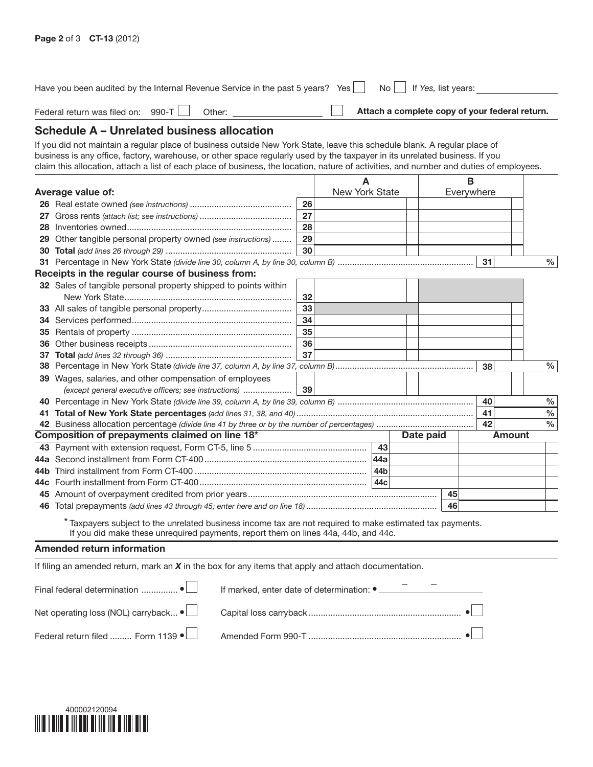Have you been audited by the Internal Revenue Service in the past 5 years? Yes ☐ No ☐ If *Yes,* list years: ________________

Federal return was filed on: 990-T ☐ Other: ________________ ☐ **Attach a complete copy of your federal return.**

## Schedule A – Unrelated business allocation

If you did not maintain a regular place of business outside New York State, leave this schedule blank. A regular place of business is any office, factory, warehouse, or other space regularly used by the taxpayer in its unrelated business. If you claim this allocation, attach a list of each place of business, the location, nature of activities, and number and duties of employees.

| Average value of: | | A New York State | B Everywhere |
|---|---|---|---|
| 26 Real estate owned *(see instructions)* | 26 | | |
| 27 Gross rents *(attach list; see instructions)* | 27 | | |
| 28 Inventories owned | 28 | | |
| 29 Other tangible personal property owned *(see instructions)* | 29 | | |
| 30 **Total** *(add lines 26 through 29)* | 30 | | |
| 31 Percentage in New York State *(divide line 30, column A, by line 30, column B)* | | | 31 % |
| **Receipts in the regular course of business from:** | | | |
| 32 Sales of tangible personal property shipped to points within New York State | 32 | | |
| 33 All sales of tangible personal property | 33 | | |
| 34 Services performed | 34 | | |
| 35 Rentals of property | 35 | | |
| 36 Other business receipts | 36 | | |
| 37 **Total** *(add lines 32 through 36)* | 37 | | |
| 38 Percentage in New York State *(divide line 37, column A, by line 37, column B)* | | | 38 % |
| 39 Wages, salaries, and other compensation of employees *(except general executive officers; see instructions)* | 39 | | |
| 40 Percentage in New York State *(divide line 39, column A, by line 39, column B)* | | | 40 % |
| 41 **Total of New York State percentages** *(add lines 31, 38, and 40)* | | | 41 % |
| 42 Business allocation percentage *(divide line 41 by three or by the number of percentages)* | | | 42 % |

| Composition of prepayments claimed on line 18* | | Date paid | Amount |
|---|---|---|---|
| 43 Payment with extension request, Form CT-5, line 5 | 43 | | |
| 44a Second installment from Form CT-400 | 44a | | |
| 44b Third installment from Form CT-400 | 44b | | |
| 44c Fourth installment from Form CT-400 | 44c | | |
| 45 Amount of overpayment credited from prior years | | 45 | |
| 46 Total prepayments *(add lines 43 through 45; enter here and on line 18)* | | 46 | |

\* Taxpayers subject to the unrelated business income tax are not required to make estimated tax payments. If you did make these unrequired payments, report them on lines 44a, 44b, and 44c.

### Amended return information

If filing an amended return, mark an ***X*** in the box for any items that apply and attach documentation.

Final federal determination • ☐ If marked, enter date of determination: • ________________

Net operating loss (NOL) carryback • ☐ Capital loss carryback • ☐

Federal return filed Form 1139 • ☐ Amended Form 990-T • ☐

400002120094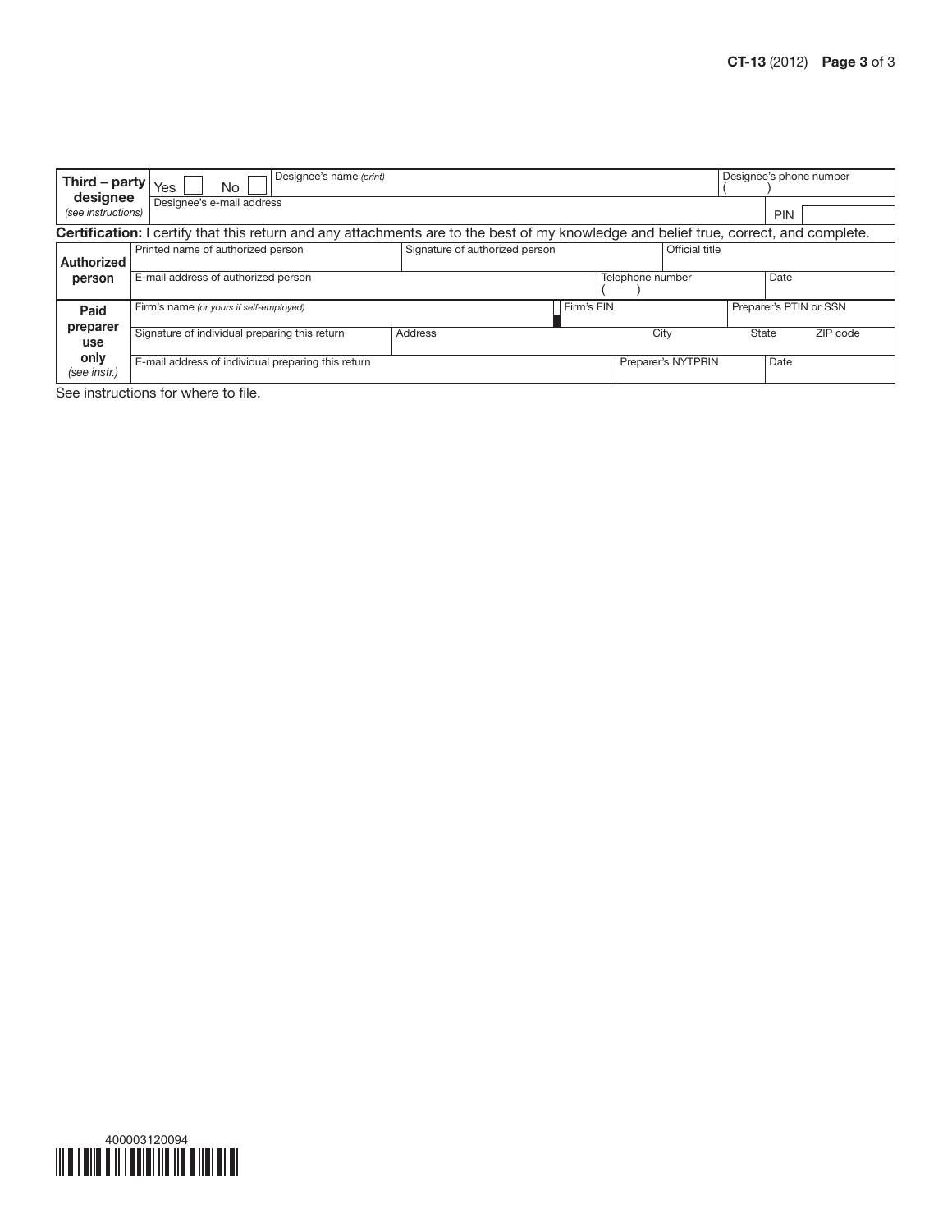| | | | | | | |
|---|---|---|---|---|---|---|
| **Third – party designee** *(see instructions)* | Yes ☐ No ☐ | Designee's name *(print)* | | | Designee's phone number ( ) | |
| | Designee's e-mail address | | | | | PIN |

**Certification:** I certify that this return and any attachments are to the best of my knowledge and belief true, correct, and complete.

| | | | | | |
|---|---|---|---|---|---|
| **Authorized person** | Printed name of authorized person | Signature of authorized person | | Official title | |
| | E-mail address of authorized person | | Telephone number ( ) | | Date |
| **Paid preparer use only** *(see instr.)* | Firm's name *(or yours if self-employed)* | | Firm's EIN | | Preparer's PTIN or SSN |
| | Signature of individual preparing this return | Address | City | State | ZIP code |
| | E-mail address of individual preparing this return | | Preparer's NYTPRIN | | Date |

See instructions for where to file.

400003120094